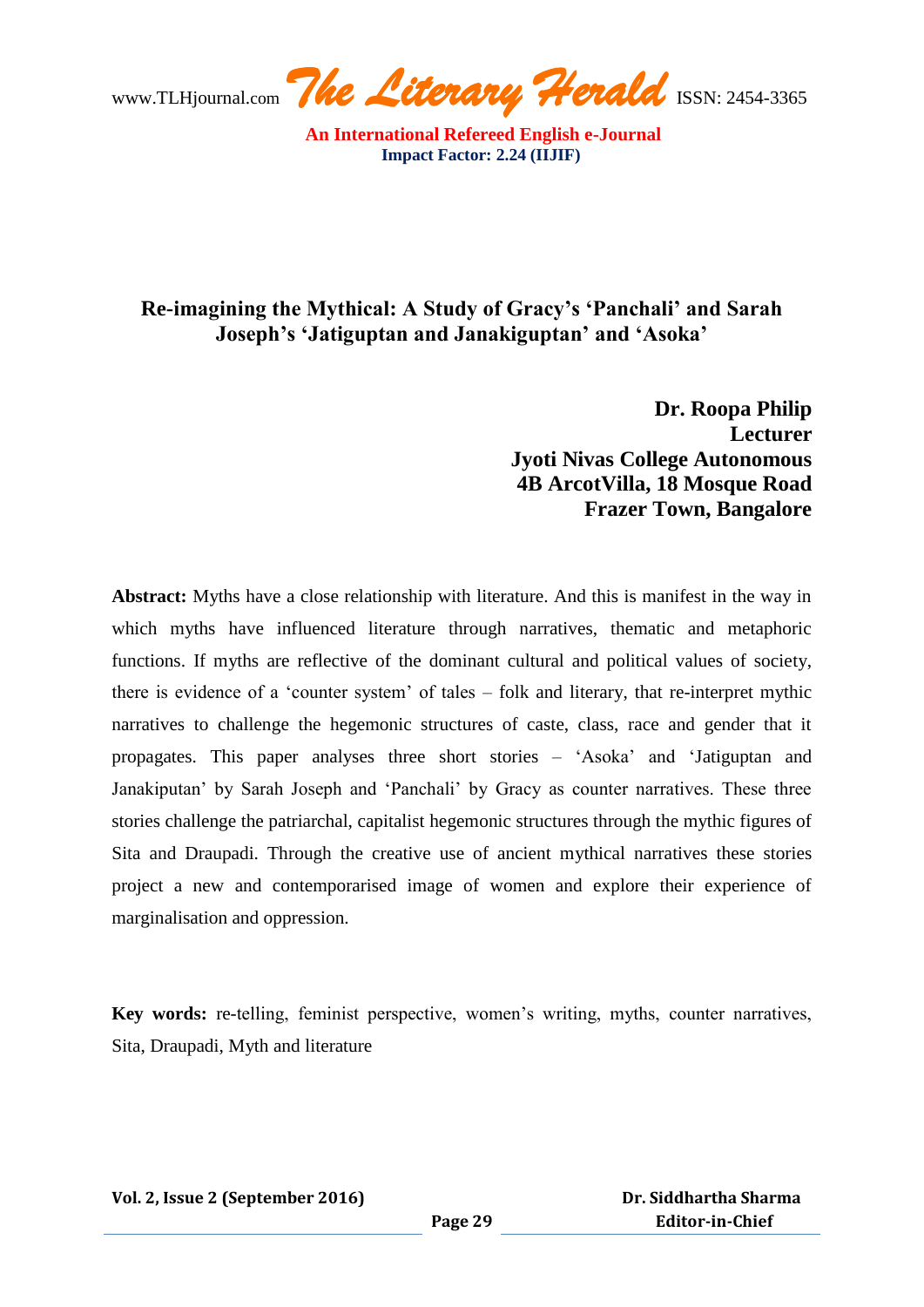# Re-imagining the Mythical: A Study of Gracy's 'Panchali' and Sarah Joseph's 'Jatiguptan and Janakiguptan' and 'Asoka'

**Dr. Roopa Philip**
**Lecturer**
**Jyoti Nivas College Autonomous**
**4B ArcotVilla, 18 Mosque Road**
**Frazer Town, Bangalore**

**Abstract:** Myths have a close relationship with literature. And this is manifest in the way in which myths have influenced literature through narratives, thematic and metaphoric functions. If myths are reflective of the dominant cultural and political values of society, there is evidence of a 'counter system' of tales – folk and literary, that re-interpret mythic narratives to challenge the hegemonic structures of caste, class, race and gender that it propagates. This paper analyses three short stories – 'Asoka' and 'Jatiguptan and Janakiputan' by Sarah Joseph and 'Panchali' by Gracy as counter narratives. These three stories challenge the patriarchal, capitalist hegemonic structures through the mythic figures of Sita and Draupadi. Through the creative use of ancient mythical narratives these stories project a new and contemporarised image of women and explore their experience of marginalisation and oppression.

**Key words:** re-telling, feminist perspective, women's writing, myths, counter narratives, Sita, Draupadi, Myth and literature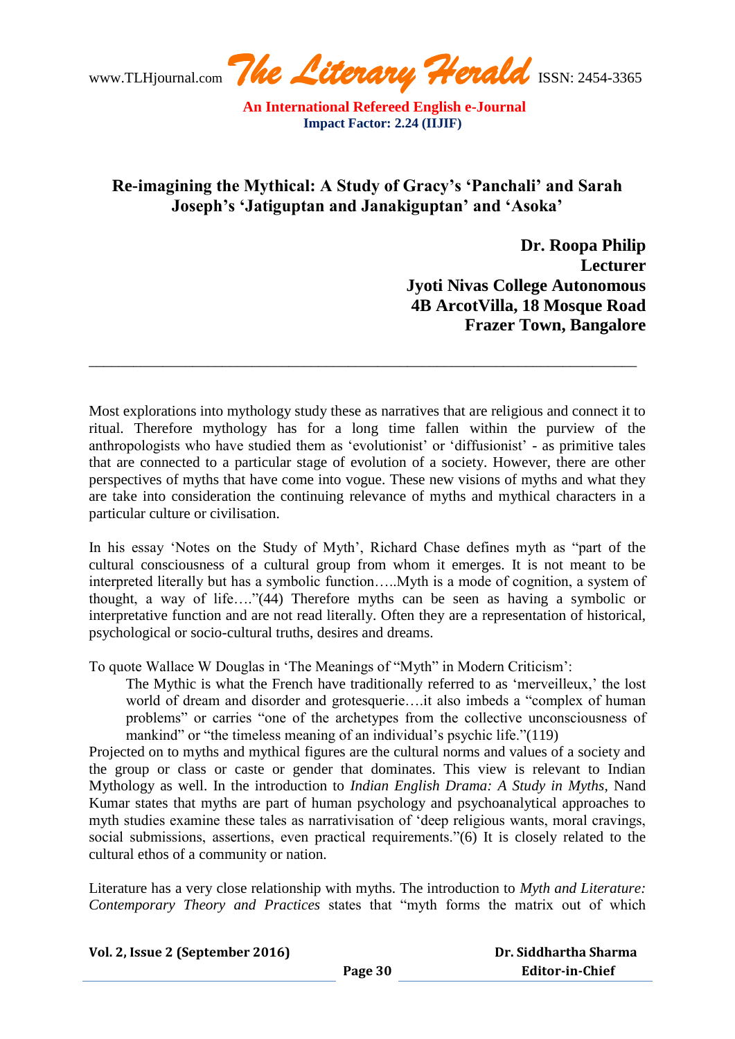# Re-imagining the Mythical: A Study of Gracy's 'Panchali' and Sarah Joseph's 'Jatiguptan and Janakiguptan' and 'Asoka'

**Dr. Roopa Philip**
**Lecturer**
**Jyoti Nivas College Autonomous**
**4B ArcotVilla, 18 Mosque Road**
**Frazer Town, Bangalore**

---

Most explorations into mythology study these as narratives that are religious and connect it to ritual. Therefore mythology has for a long time fallen within the purview of the anthropologists who have studied them as 'evolutionist' or 'diffusionist' - as primitive tales that are connected to a particular stage of evolution of a society. However, there are other perspectives of myths that have come into vogue. These new visions of myths and what they are take into consideration the continuing relevance of myths and mythical characters in a particular culture or civilisation.

In his essay 'Notes on the Study of Myth', Richard Chase defines myth as "part of the cultural consciousness of a cultural group from whom it emerges. It is not meant to be interpreted literally but has a symbolic function…..Myth is a mode of cognition, a system of thought, a way of life…."(44) Therefore myths can be seen as having a symbolic or interpretative function and are not read literally. Often they are a representation of historical, psychological or socio-cultural truths, desires and dreams.

To quote Wallace W Douglas in 'The Meanings of "Myth" in Modern Criticism':

> The Mythic is what the French have traditionally referred to as 'merveilleux,' the lost world of dream and disorder and grotesquerie….it also imbeds a "complex of human problems" or carries "one of the archetypes from the collective unconsciousness of mankind" or "the timeless meaning of an individual's psychic life."(119)

Projected on to myths and mythical figures are the cultural norms and values of a society and the group or class or caste or gender that dominates. This view is relevant to Indian Mythology as well. In the introduction to *Indian English Drama: A Study in Myths*, Nand Kumar states that myths are part of human psychology and psychoanalytical approaches to myth studies examine these tales as narrativisation of 'deep religious wants, moral cravings, social submissions, assertions, even practical requirements."(6) It is closely related to the cultural ethos of a community or nation.

Literature has a very close relationship with myths. The introduction to *Myth and Literature: Contemporary Theory and Practices* states that "myth forms the matrix out of which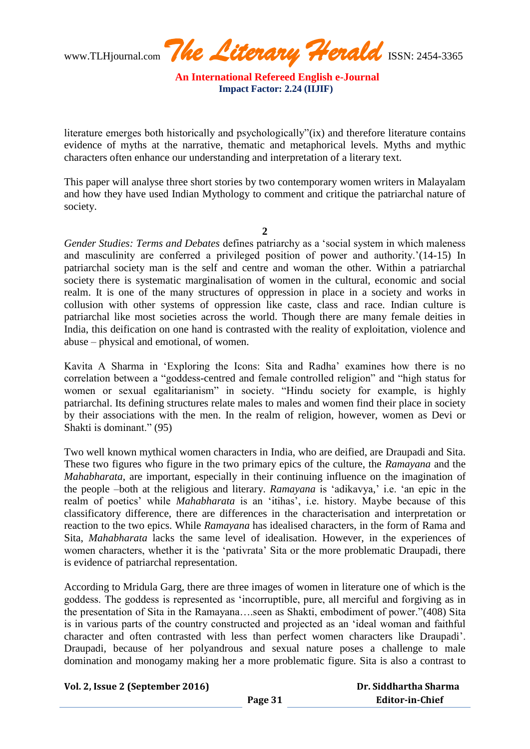literature emerges both historically and psychologically"(ix) and therefore literature contains evidence of myths at the narrative, thematic and metaphorical levels. Myths and mythic characters often enhance our understanding and interpretation of a literary text.

This paper will analyse three short stories by two contemporary women writers in Malayalam and how they have used Indian Mythology to comment and critique the patriarchal nature of society.

**2**

*Gender Studies: Terms and Debates* defines patriarchy as a 'social system in which maleness and masculinity are conferred a privileged position of power and authority.'(14-15) In patriarchal society man is the self and centre and woman the other. Within a patriarchal society there is systematic marginalisation of women in the cultural, economic and social realm. It is one of the many structures of oppression in place in a society and works in collusion with other systems of oppression like caste, class and race. Indian culture is patriarchal like most societies across the world. Though there are many female deities in India, this deification on one hand is contrasted with the reality of exploitation, violence and abuse – physical and emotional, of women.

Kavita A Sharma in 'Exploring the Icons: Sita and Radha' examines how there is no correlation between a "goddess-centred and female controlled religion" and "high status for women or sexual egalitarianism" in society. "Hindu society for example, is highly patriarchal. Its defining structures relate males to males and women find their place in society by their associations with the men. In the realm of religion, however, women as Devi or Shakti is dominant." (95)

Two well known mythical women characters in India, who are deified, are Draupadi and Sita. These two figures who figure in the two primary epics of the culture, the *Ramayana* and the *Mahabharata*, are important, especially in their continuing influence on the imagination of the people –both at the religious and literary. *Ramayana* is 'adikavya,' i.e. 'an epic in the realm of poetics' while *Mahabharata* is an 'itihas', i.e. history. Maybe because of this classificatory difference, there are differences in the characterisation and interpretation or reaction to the two epics. While *Ramayana* has idealised characters, in the form of Rama and Sita, *Mahabharata* lacks the same level of idealisation. However, in the experiences of women characters, whether it is the 'pativrata' Sita or the more problematic Draupadi, there is evidence of patriarchal representation.

According to Mridula Garg, there are three images of women in literature one of which is the goddess. The goddess is represented as 'incorruptible, pure, all merciful and forgiving as in the presentation of Sita in the Ramayana….seen as Shakti, embodiment of power."(408) Sita is in various parts of the country constructed and projected as an 'ideal woman and faithful character and often contrasted with less than perfect women characters like Draupadi'. Draupadi, because of her polyandrous and sexual nature poses a challenge to male domination and monogamy making her a more problematic figure. Sita is also a contrast to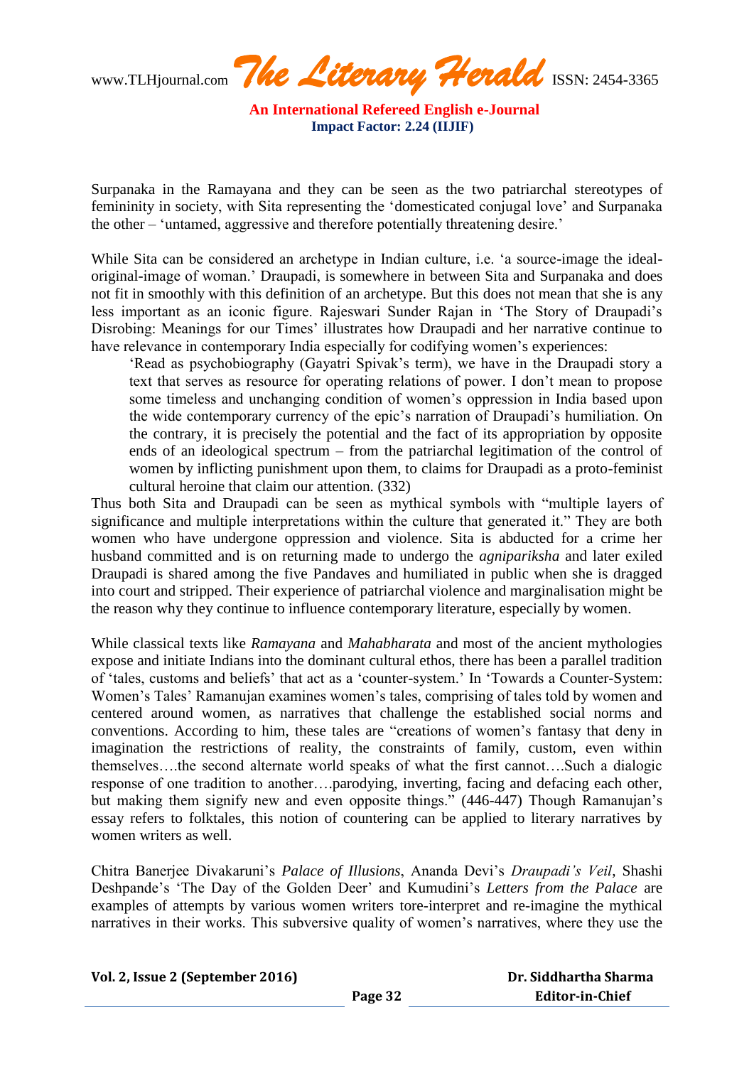Surpanaka in the Ramayana and they can be seen as the two patriarchal stereotypes of femininity in society, with Sita representing the 'domesticated conjugal love' and Surpanaka the other – 'untamed, aggressive and therefore potentially threatening desire.'

While Sita can be considered an archetype in Indian culture, i.e. 'a source-image the ideal-original-image of woman.' Draupadi, is somewhere in between Sita and Surpanaka and does not fit in smoothly with this definition of an archetype. But this does not mean that she is any less important as an iconic figure. Rajeswari Sunder Rajan in 'The Story of Draupadi's Disrobing: Meanings for our Times' illustrates how Draupadi and her narrative continue to have relevance in contemporary India especially for codifying women's experiences:

> 'Read as psychobiography (Gayatri Spivak's term), we have in the Draupadi story a text that serves as resource for operating relations of power. I don't mean to propose some timeless and unchanging condition of women's oppression in India based upon the wide contemporary currency of the epic's narration of Draupadi's humiliation. On the contrary, it is precisely the potential and the fact of its appropriation by opposite ends of an ideological spectrum – from the patriarchal legitimation of the control of women by inflicting punishment upon them, to claims for Draupadi as a proto-feminist cultural heroine that claim our attention. (332)

Thus both Sita and Draupadi can be seen as mythical symbols with "multiple layers of significance and multiple interpretations within the culture that generated it." They are both women who have undergone oppression and violence. Sita is abducted for a crime her husband committed and is on returning made to undergo the *agnipariksha* and later exiled Draupadi is shared among the five Pandaves and humiliated in public when she is dragged into court and stripped. Their experience of patriarchal violence and marginalisation might be the reason why they continue to influence contemporary literature, especially by women.

While classical texts like *Ramayana* and *Mahabharata* and most of the ancient mythologies expose and initiate Indians into the dominant cultural ethos, there has been a parallel tradition of 'tales, customs and beliefs' that act as a 'counter-system.' In 'Towards a Counter-System: Women's Tales' Ramanujan examines women's tales, comprising of tales told by women and centered around women, as narratives that challenge the established social norms and conventions. According to him, these tales are "creations of women's fantasy that deny in imagination the restrictions of reality, the constraints of family, custom, even within themselves….the second alternate world speaks of what the first cannot….Such a dialogic response of one tradition to another….parodying, inverting, facing and defacing each other, but making them signify new and even opposite things." (446-447) Though Ramanujan's essay refers to folktales, this notion of countering can be applied to literary narratives by women writers as well.

Chitra Banerjee Divakaruni's *Palace of Illusions*, Ananda Devi's *Draupadi's Veil*, Shashi Deshpande's 'The Day of the Golden Deer' and Kumudini's *Letters from the Palace* are examples of attempts by various women writers tore-interpret and re-imagine the mythical narratives in their works. This subversive quality of women's narratives, where they use the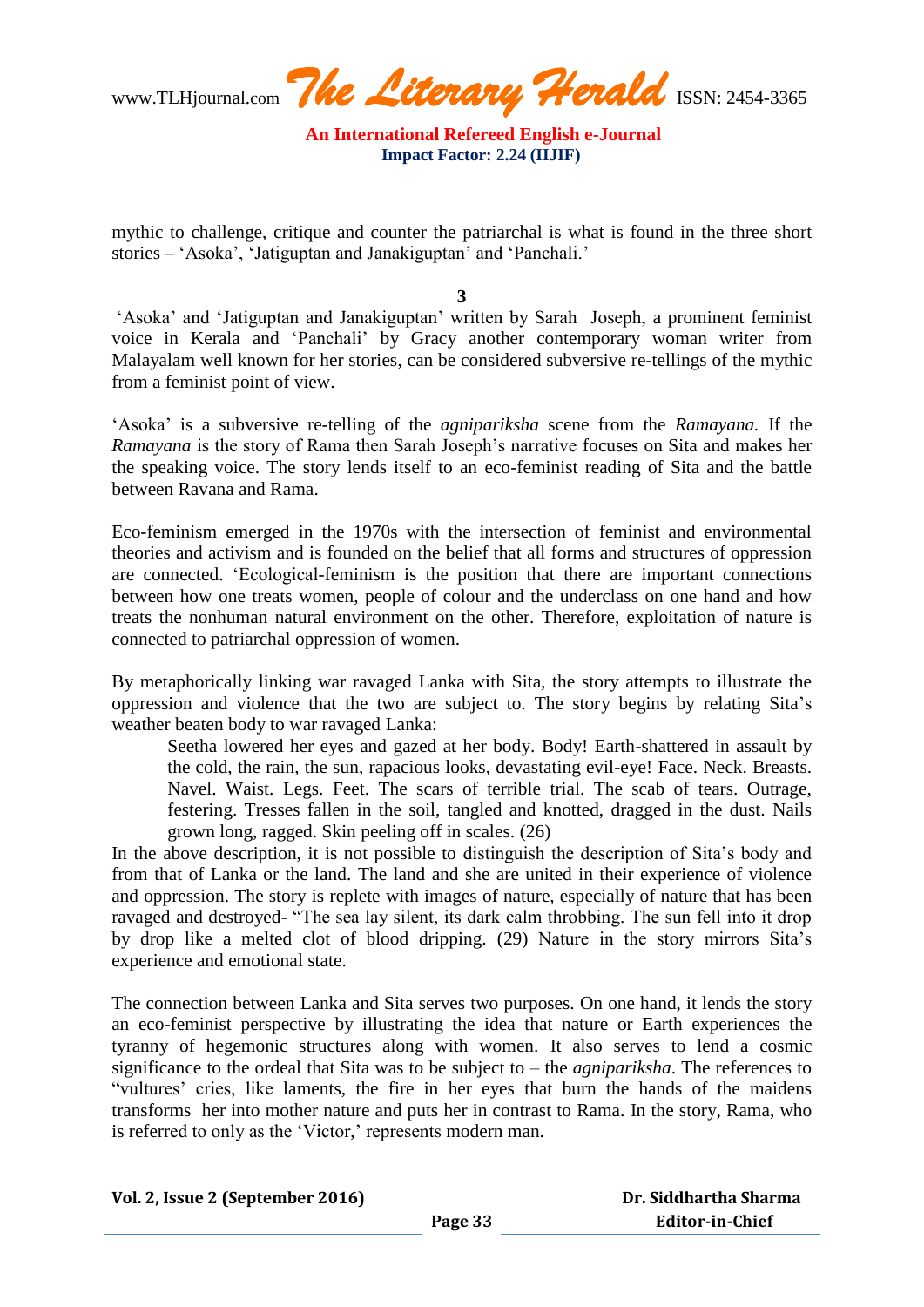mythic to challenge, critique and counter the patriarchal is what is found in the three short stories – 'Asoka', 'Jatiguptan and Janakiguptan' and 'Panchali.'

**3**

'Asoka' and 'Jatiguptan and Janakiguptan' written by Sarah Joseph, a prominent feminist voice in Kerala and 'Panchali' by Gracy another contemporary woman writer from Malayalam well known for her stories, can be considered subversive re-tellings of the mythic from a feminist point of view.

'Asoka' is a subversive re-telling of the *agnipariksha* scene from the *Ramayana.* If the *Ramayana* is the story of Rama then Sarah Joseph's narrative focuses on Sita and makes her the speaking voice. The story lends itself to an eco-feminist reading of Sita and the battle between Ravana and Rama.

Eco-feminism emerged in the 1970s with the intersection of feminist and environmental theories and activism and is founded on the belief that all forms and structures of oppression are connected. 'Ecological-feminism is the position that there are important connections between how one treats women, people of colour and the underclass on one hand and how treats the nonhuman natural environment on the other. Therefore, exploitation of nature is connected to patriarchal oppression of women.

By metaphorically linking war ravaged Lanka with Sita, the story attempts to illustrate the oppression and violence that the two are subject to. The story begins by relating Sita's weather beaten body to war ravaged Lanka:

> Seetha lowered her eyes and gazed at her body. Body! Earth-shattered in assault by the cold, the rain, the sun, rapacious looks, devastating evil-eye! Face. Neck. Breasts. Navel. Waist. Legs. Feet. The scars of terrible trial. The scab of tears. Outrage, festering. Tresses fallen in the soil, tangled and knotted, dragged in the dust. Nails grown long, ragged. Skin peeling off in scales. (26)

In the above description, it is not possible to distinguish the description of Sita's body and from that of Lanka or the land. The land and she are united in their experience of violence and oppression. The story is replete with images of nature, especially of nature that has been ravaged and destroyed- "The sea lay silent, its dark calm throbbing. The sun fell into it drop by drop like a melted clot of blood dripping. (29) Nature in the story mirrors Sita's experience and emotional state.

The connection between Lanka and Sita serves two purposes. On one hand, it lends the story an eco-feminist perspective by illustrating the idea that nature or Earth experiences the tyranny of hegemonic structures along with women. It also serves to lend a cosmic significance to the ordeal that Sita was to be subject to – the *agnipariksha*. The references to "vultures' cries, like laments, the fire in her eyes that burn the hands of the maidens transforms her into mother nature and puts her in contrast to Rama. In the story, Rama, who is referred to only as the 'Victor,' represents modern man.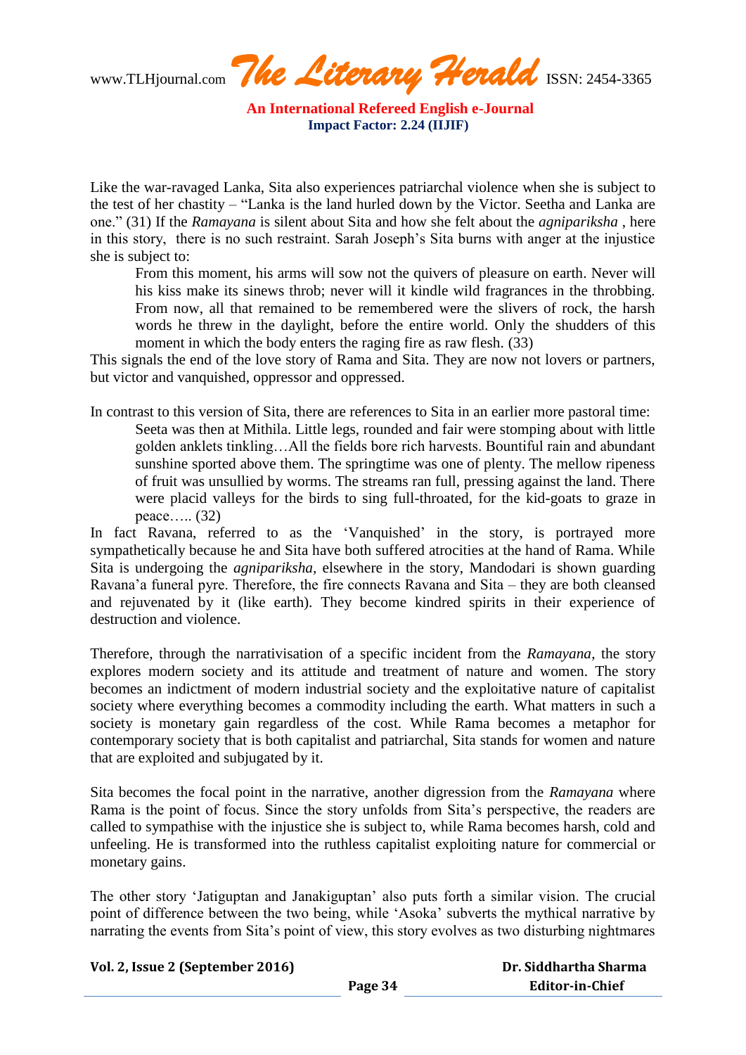Like the war-ravaged Lanka, Sita also experiences patriarchal violence when she is subject to the test of her chastity – "Lanka is the land hurled down by the Victor. Seetha and Lanka are one." (31) If the *Ramayana* is silent about Sita and how she felt about the *agnipariksha* , here in this story, there is no such restraint. Sarah Joseph's Sita burns with anger at the injustice she is subject to:

> From this moment, his arms will sow not the quivers of pleasure on earth. Never will his kiss make its sinews throb; never will it kindle wild fragrances in the throbbing. From now, all that remained to be remembered were the slivers of rock, the harsh words he threw in the daylight, before the entire world. Only the shudders of this moment in which the body enters the raging fire as raw flesh. (33)

This signals the end of the love story of Rama and Sita. They are now not lovers or partners, but victor and vanquished, oppressor and oppressed.

In contrast to this version of Sita, there are references to Sita in an earlier more pastoral time:

> Seeta was then at Mithila. Little legs, rounded and fair were stomping about with little golden anklets tinkling…All the fields bore rich harvests. Bountiful rain and abundant sunshine sported above them. The springtime was one of plenty. The mellow ripeness of fruit was unsullied by worms. The streams ran full, pressing against the land. There were placid valleys for the birds to sing full-throated, for the kid-goats to graze in peace….. (32)

In fact Ravana, referred to as the 'Vanquished' in the story, is portrayed more sympathetically because he and Sita have both suffered atrocities at the hand of Rama. While Sita is undergoing the *agnipariksha*, elsewhere in the story, Mandodari is shown guarding Ravana'a funeral pyre. Therefore, the fire connects Ravana and Sita – they are both cleansed and rejuvenated by it (like earth). They become kindred spirits in their experience of destruction and violence.

Therefore, through the narrativisation of a specific incident from the *Ramayana*, the story explores modern society and its attitude and treatment of nature and women. The story becomes an indictment of modern industrial society and the exploitative nature of capitalist society where everything becomes a commodity including the earth. What matters in such a society is monetary gain regardless of the cost. While Rama becomes a metaphor for contemporary society that is both capitalist and patriarchal, Sita stands for women and nature that are exploited and subjugated by it.

Sita becomes the focal point in the narrative, another digression from the *Ramayana* where Rama is the point of focus. Since the story unfolds from Sita's perspective, the readers are called to sympathise with the injustice she is subject to, while Rama becomes harsh, cold and unfeeling. He is transformed into the ruthless capitalist exploiting nature for commercial or monetary gains.

The other story 'Jatiguptan and Janakiguptan' also puts forth a similar vision. The crucial point of difference between the two being, while 'Asoka' subverts the mythical narrative by narrating the events from Sita's point of view, this story evolves as two disturbing nightmares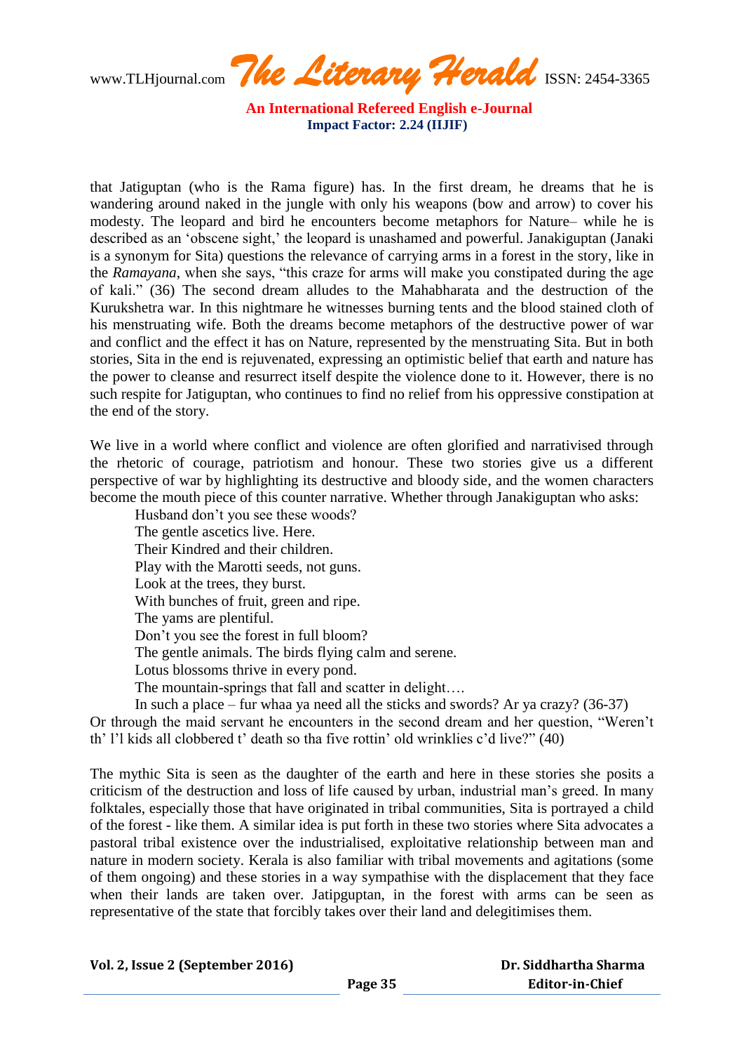that Jatiguptan (who is the Rama figure) has. In the first dream, he dreams that he is wandering around naked in the jungle with only his weapons (bow and arrow) to cover his modesty. The leopard and bird he encounters become metaphors for Nature– while he is described as an 'obscene sight,' the leopard is unashamed and powerful. Janakiguptan (Janaki is a synonym for Sita) questions the relevance of carrying arms in a forest in the story, like in the *Ramayana*, when she says, "this craze for arms will make you constipated during the age of kali." (36) The second dream alludes to the Mahabharata and the destruction of the Kurukshetra war. In this nightmare he witnesses burning tents and the blood stained cloth of his menstruating wife. Both the dreams become metaphors of the destructive power of war and conflict and the effect it has on Nature, represented by the menstruating Sita. But in both stories, Sita in the end is rejuvenated, expressing an optimistic belief that earth and nature has the power to cleanse and resurrect itself despite the violence done to it. However, there is no such respite for Jatiguptan, who continues to find no relief from his oppressive constipation at the end of the story.

We live in a world where conflict and violence are often glorified and narrativised through the rhetoric of courage, patriotism and honour. These two stories give us a different perspective of war by highlighting its destructive and bloody side, and the women characters become the mouth piece of this counter narrative. Whether through Janakiguptan who asks:

> Husband don't you see these woods?
> The gentle ascetics live. Here.
> Their Kindred and their children.
> Play with the Marotti seeds, not guns.
> Look at the trees, they burst.
> With bunches of fruit, green and ripe.
> The yams are plentiful.
> Don't you see the forest in full bloom?
> The gentle animals. The birds flying calm and serene.
> Lotus blossoms thrive in every pond.
> The mountain-springs that fall and scatter in delight….
> In such a place – fur whaa ya need all the sticks and swords? Ar ya crazy? (36-37)

Or through the maid servant he encounters in the second dream and her question, "Weren't th' l'l kids all clobbered t' death so tha five rottin' old wrinklies c'd live?" (40)

The mythic Sita is seen as the daughter of the earth and here in these stories she posits a criticism of the destruction and loss of life caused by urban, industrial man's greed. In many folktales, especially those that have originated in tribal communities, Sita is portrayed a child of the forest - like them. A similar idea is put forth in these two stories where Sita advocates a pastoral tribal existence over the industrialised, exploitative relationship between man and nature in modern society. Kerala is also familiar with tribal movements and agitations (some of them ongoing) and these stories in a way sympathise with the displacement that they face when their lands are taken over. Jatipguptan, in the forest with arms can be seen as representative of the state that forcibly takes over their land and delegitimises them.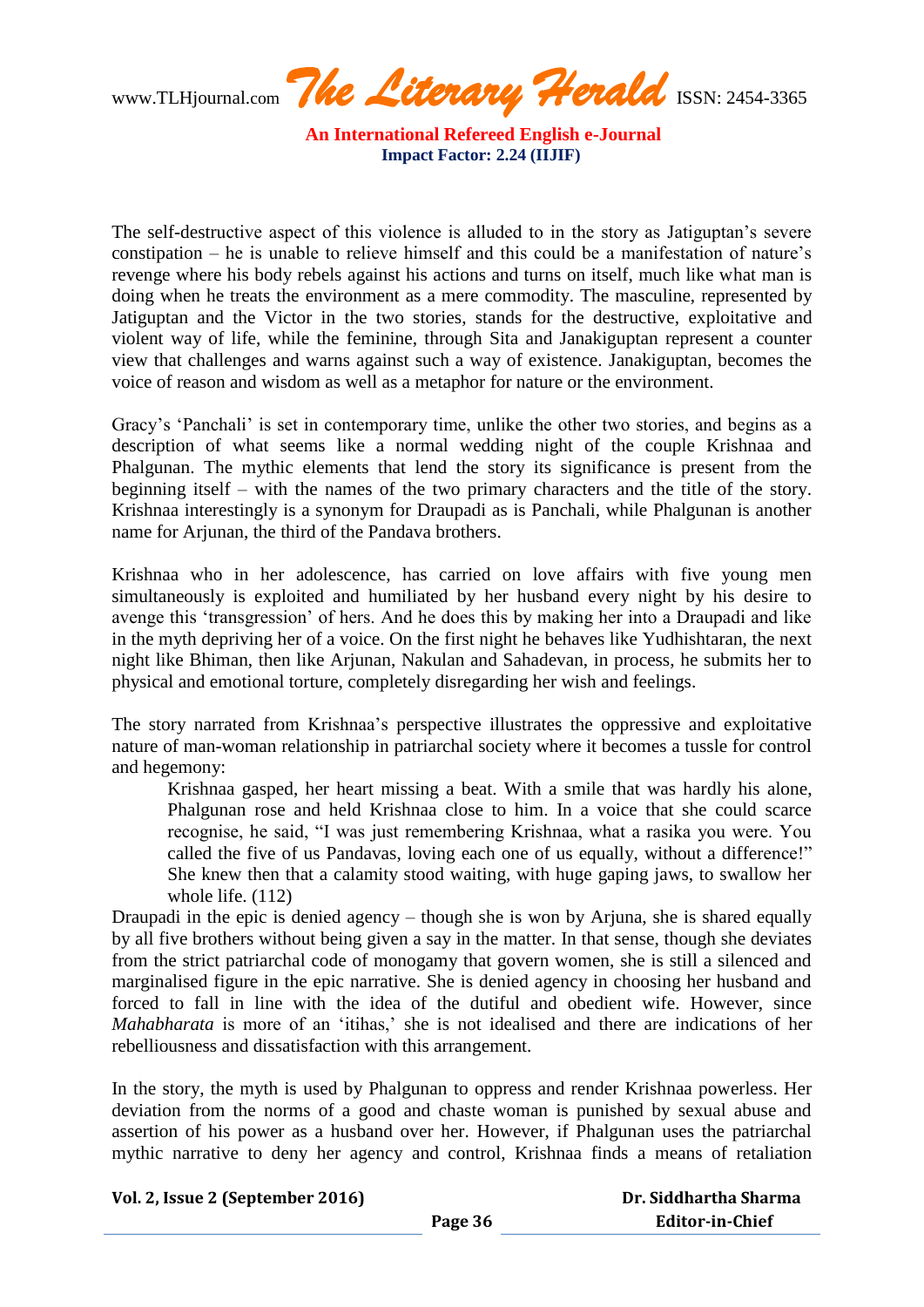The self-destructive aspect of this violence is alluded to in the story as Jatiguptan's severe constipation – he is unable to relieve himself and this could be a manifestation of nature's revenge where his body rebels against his actions and turns on itself, much like what man is doing when he treats the environment as a mere commodity. The masculine, represented by Jatiguptan and the Victor in the two stories, stands for the destructive, exploitative and violent way of life, while the feminine, through Sita and Janakiguptan represent a counter view that challenges and warns against such a way of existence. Janakiguptan, becomes the voice of reason and wisdom as well as a metaphor for nature or the environment.

Gracy's 'Panchali' is set in contemporary time, unlike the other two stories, and begins as a description of what seems like a normal wedding night of the couple Krishnaa and Phalgunan. The mythic elements that lend the story its significance is present from the beginning itself – with the names of the two primary characters and the title of the story. Krishnaa interestingly is a synonym for Draupadi as is Panchali, while Phalgunan is another name for Arjunan, the third of the Pandava brothers.

Krishnaa who in her adolescence, has carried on love affairs with five young men simultaneously is exploited and humiliated by her husband every night by his desire to avenge this 'transgression' of hers. And he does this by making her into a Draupadi and like in the myth depriving her of a voice. On the first night he behaves like Yudhishtaran, the next night like Bhiman, then like Arjunan, Nakulan and Sahadevan, in process, he submits her to physical and emotional torture, completely disregarding her wish and feelings.

The story narrated from Krishnaa's perspective illustrates the oppressive and exploitative nature of man-woman relationship in patriarchal society where it becomes a tussle for control and hegemony:

> Krishnaa gasped, her heart missing a beat. With a smile that was hardly his alone, Phalgunan rose and held Krishnaa close to him. In a voice that she could scarce recognise, he said, "I was just remembering Krishnaa, what a rasika you were. You called the five of us Pandavas, loving each one of us equally, without a difference!" She knew then that a calamity stood waiting, with huge gaping jaws, to swallow her whole life. (112)

Draupadi in the epic is denied agency – though she is won by Arjuna, she is shared equally by all five brothers without being given a say in the matter. In that sense, though she deviates from the strict patriarchal code of monogamy that govern women, she is still a silenced and marginalised figure in the epic narrative. She is denied agency in choosing her husband and forced to fall in line with the idea of the dutiful and obedient wife. However, since *Mahabharata* is more of an 'itihas,' she is not idealised and there are indications of her rebelliousness and dissatisfaction with this arrangement.

In the story, the myth is used by Phalgunan to oppress and render Krishnaa powerless. Her deviation from the norms of a good and chaste woman is punished by sexual abuse and assertion of his power as a husband over her. However, if Phalgunan uses the patriarchal mythic narrative to deny her agency and control, Krishnaa finds a means of retaliation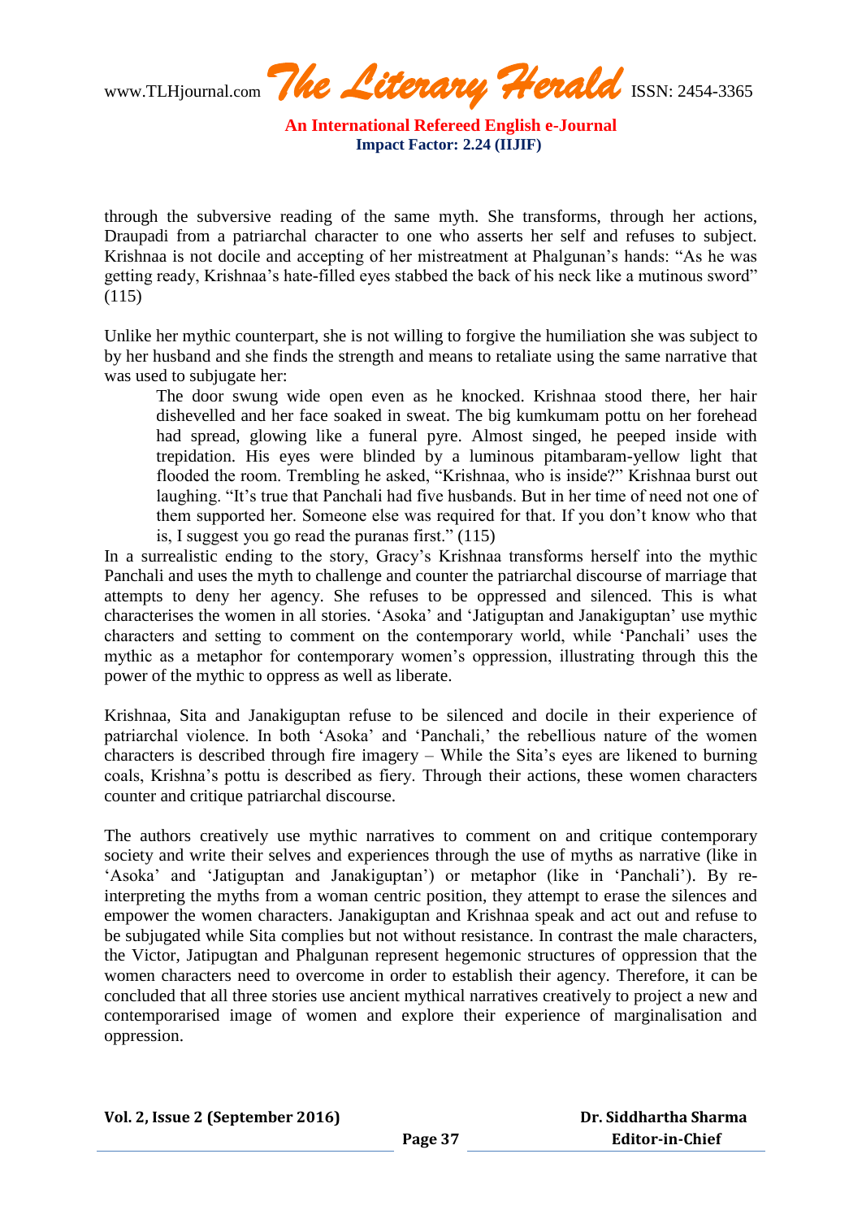through the subversive reading of the same myth. She transforms, through her actions, Draupadi from a patriarchal character to one who asserts her self and refuses to subject. Krishnaa is not docile and accepting of her mistreatment at Phalgunan's hands: "As he was getting ready, Krishnaa's hate-filled eyes stabbed the back of his neck like a mutinous sword" (115)

Unlike her mythic counterpart, she is not willing to forgive the humiliation she was subject to by her husband and she finds the strength and means to retaliate using the same narrative that was used to subjugate her:

> The door swung wide open even as he knocked. Krishnaa stood there, her hair dishevelled and her face soaked in sweat. The big kumkumam pottu on her forehead had spread, glowing like a funeral pyre. Almost singed, he peeped inside with trepidation. His eyes were blinded by a luminous pitambaram-yellow light that flooded the room. Trembling he asked, "Krishnaa, who is inside?" Krishnaa burst out laughing. "It's true that Panchali had five husbands. But in her time of need not one of them supported her. Someone else was required for that. If you don't know who that is, I suggest you go read the puranas first." (115)

In a surrealistic ending to the story, Gracy's Krishnaa transforms herself into the mythic Panchali and uses the myth to challenge and counter the patriarchal discourse of marriage that attempts to deny her agency. She refuses to be oppressed and silenced. This is what characterises the women in all stories. 'Asoka' and 'Jatiguptan and Janakiguptan' use mythic characters and setting to comment on the contemporary world, while 'Panchali' uses the mythic as a metaphor for contemporary women's oppression, illustrating through this the power of the mythic to oppress as well as liberate.

Krishnaa, Sita and Janakiguptan refuse to be silenced and docile in their experience of patriarchal violence. In both 'Asoka' and 'Panchali,' the rebellious nature of the women characters is described through fire imagery – While the Sita's eyes are likened to burning coals, Krishna's pottu is described as fiery. Through their actions, these women characters counter and critique patriarchal discourse.

The authors creatively use mythic narratives to comment on and critique contemporary society and write their selves and experiences through the use of myths as narrative (like in 'Asoka' and 'Jatiguptan and Janakiguptan') or metaphor (like in 'Panchali'). By re-interpreting the myths from a woman centric position, they attempt to erase the silences and empower the women characters. Janakiguptan and Krishnaa speak and act out and refuse to be subjugated while Sita complies but not without resistance. In contrast the male characters, the Victor, Jatipugtan and Phalgunan represent hegemonic structures of oppression that the women characters need to overcome in order to establish their agency. Therefore, it can be concluded that all three stories use ancient mythical narratives creatively to project a new and contemporarised image of women and explore their experience of marginalisation and oppression.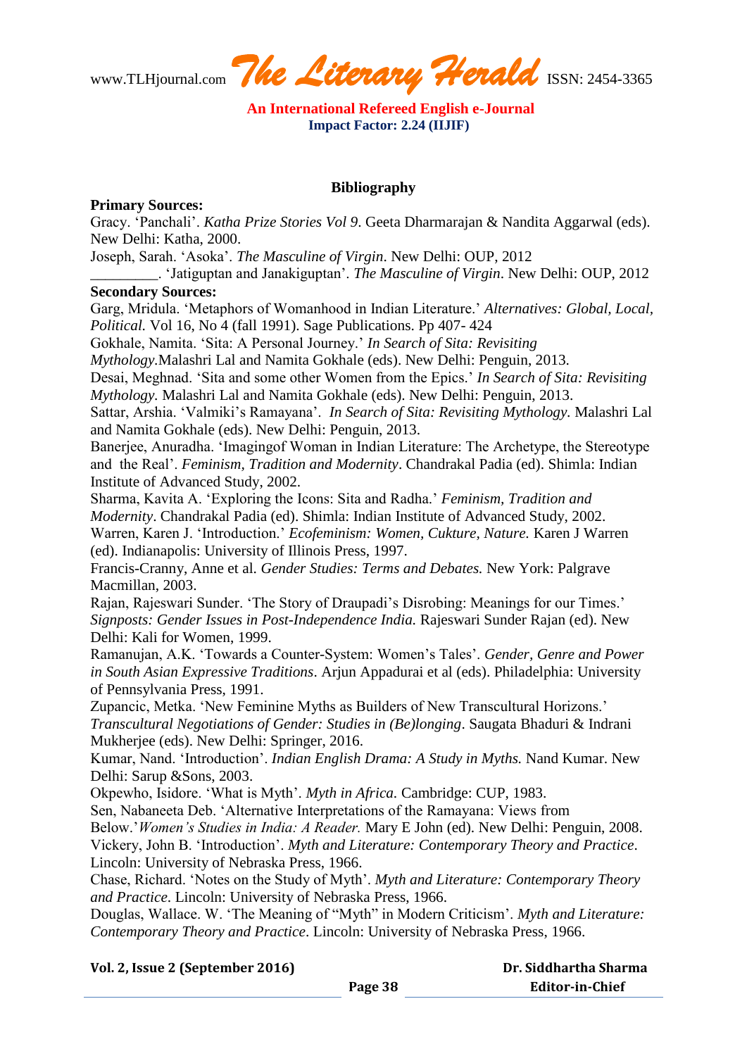## Bibliography

**Primary Sources:**

Gracy. 'Panchali'. *Katha Prize Stories Vol 9*. Geeta Dharmarajan & Nandita Aggarwal (eds). New Delhi: Katha, 2000.

Joseph, Sarah. 'Asoka'. *The Masculine of Virgin*. New Delhi: OUP, 2012

_________. 'Jatiguptan and Janakiguptan'. *The Masculine of Virgin*. New Delhi: OUP, 2012

**Secondary Sources:**

Garg, Mridula. 'Metaphors of Womanhood in Indian Literature.' *Alternatives: Global, Local, Political.* Vol 16, No 4 (fall 1991). Sage Publications. Pp 407- 424

Gokhale, Namita. 'Sita: A Personal Journey.' *In Search of Sita: Revisiting Mythology*.Malashri Lal and Namita Gokhale (eds). New Delhi: Penguin, 2013.

Desai, Meghnad. 'Sita and some other Women from the Epics.' *In Search of Sita: Revisiting Mythology.* Malashri Lal and Namita Gokhale (eds). New Delhi: Penguin, 2013.

Sattar, Arshia. 'Valmiki's Ramayana'. *In Search of Sita: Revisiting Mythology.* Malashri Lal and Namita Gokhale (eds). New Delhi: Penguin, 2013.

Banerjee, Anuradha. 'Imagingof Woman in Indian Literature: The Archetype, the Stereotype and the Real'. *Feminism, Tradition and Modernity*. Chandrakal Padia (ed). Shimla: Indian Institute of Advanced Study, 2002.

Sharma, Kavita A. 'Exploring the Icons: Sita and Radha.' *Feminism, Tradition and Modernity*. Chandrakal Padia (ed). Shimla: Indian Institute of Advanced Study, 2002.

Warren, Karen J. 'Introduction.' *Ecofeminism: Women, Cukture, Nature.* Karen J Warren (ed). Indianapolis: University of Illinois Press, 1997.

Francis-Cranny, Anne et al. *Gender Studies: Terms and Debates.* New York: Palgrave Macmillan, 2003.

Rajan, Rajeswari Sunder. 'The Story of Draupadi's Disrobing: Meanings for our Times.' *Signposts: Gender Issues in Post-Independence India.* Rajeswari Sunder Rajan (ed). New Delhi: Kali for Women, 1999.

Ramanujan, A.K. 'Towards a Counter-System: Women's Tales'. *Gender, Genre and Power in South Asian Expressive Traditions*. Arjun Appadurai et al (eds). Philadelphia: University of Pennsylvania Press, 1991.

Zupancic, Metka. 'New Feminine Myths as Builders of New Transcultural Horizons.' *Transcultural Negotiations of Gender: Studies in (Be)longing*. Saugata Bhaduri & Indrani Mukherjee (eds). New Delhi: Springer, 2016.

Kumar, Nand. 'Introduction'. *Indian English Drama: A Study in Myths.* Nand Kumar. New Delhi: Sarup &Sons, 2003.

Okpewho, Isidore. 'What is Myth'. *Myth in Africa.* Cambridge: CUP, 1983.

Sen, Nabaneeta Deb. 'Alternative Interpretations of the Ramayana: Views from Below.'*Women's Studies in India: A Reader.* Mary E John (ed). New Delhi: Penguin, 2008.

Vickery, John B. 'Introduction'. *Myth and Literature: Contemporary Theory and Practice*. Lincoln: University of Nebraska Press, 1966.

Chase, Richard. 'Notes on the Study of Myth'. *Myth and Literature: Contemporary Theory and Practice*. Lincoln: University of Nebraska Press, 1966.

Douglas, Wallace. W. 'The Meaning of "Myth" in Modern Criticism'. *Myth and Literature: Contemporary Theory and Practice*. Lincoln: University of Nebraska Press, 1966.